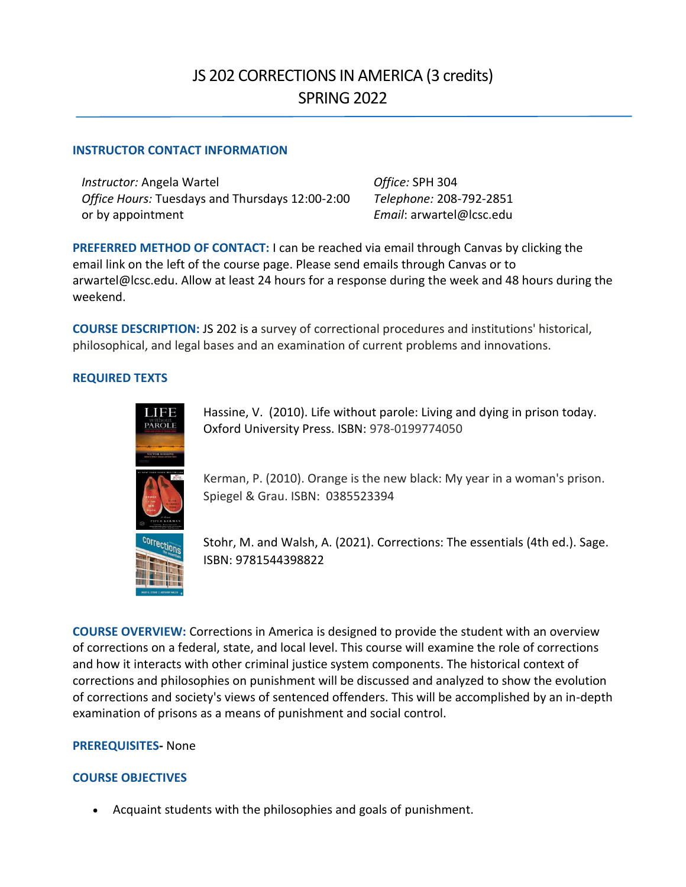# JS 202 CORRECTIONS IN AMERICA (3 credits)
# SPRING 2022

## INSTRUCTOR CONTACT INFORMATION

*Instructor:* Angela Wartel
*Office Hours:* Tuesdays and Thursdays 12:00-2:00 or by appointment

*Office:* SPH 304
*Telephone:* 208-792-2851
*Email*: arwartel@lcsc.edu

**PREFERRED METHOD OF CONTACT:** I can be reached via email through Canvas by clicking the email link on the left of the course page. Please send emails through Canvas or to arwartel@lcsc.edu. Allow at least 24 hours for a response during the week and 48 hours during the weekend.

**COURSE DESCRIPTION:** JS 202 is a survey of correctional procedures and institutions' historical, philosophical, and legal bases and an examination of current problems and innovations.

## REQUIRED TEXTS

Hassine, V. (2010). Life without parole: Living and dying in prison today. Oxford University Press. ISBN: 978-0199774050

Kerman, P. (2010). Orange is the new black: My year in a woman's prison. Spiegel & Grau. ISBN: 0385523394

Stohr, M. and Walsh, A. (2021). Corrections: The essentials (4th ed.). Sage. ISBN: 9781544398822

**COURSE OVERVIEW:** Corrections in America is designed to provide the student with an overview of corrections on a federal, state, and local level. This course will examine the role of corrections and how it interacts with other criminal justice system components. The historical context of corrections and philosophies on punishment will be discussed and analyzed to show the evolution of corrections and society's views of sentenced offenders. This will be accomplished by an in-depth examination of prisons as a means of punishment and social control.

**PREREQUISITES-** None

## COURSE OBJECTIVES

- Acquaint students with the philosophies and goals of punishment.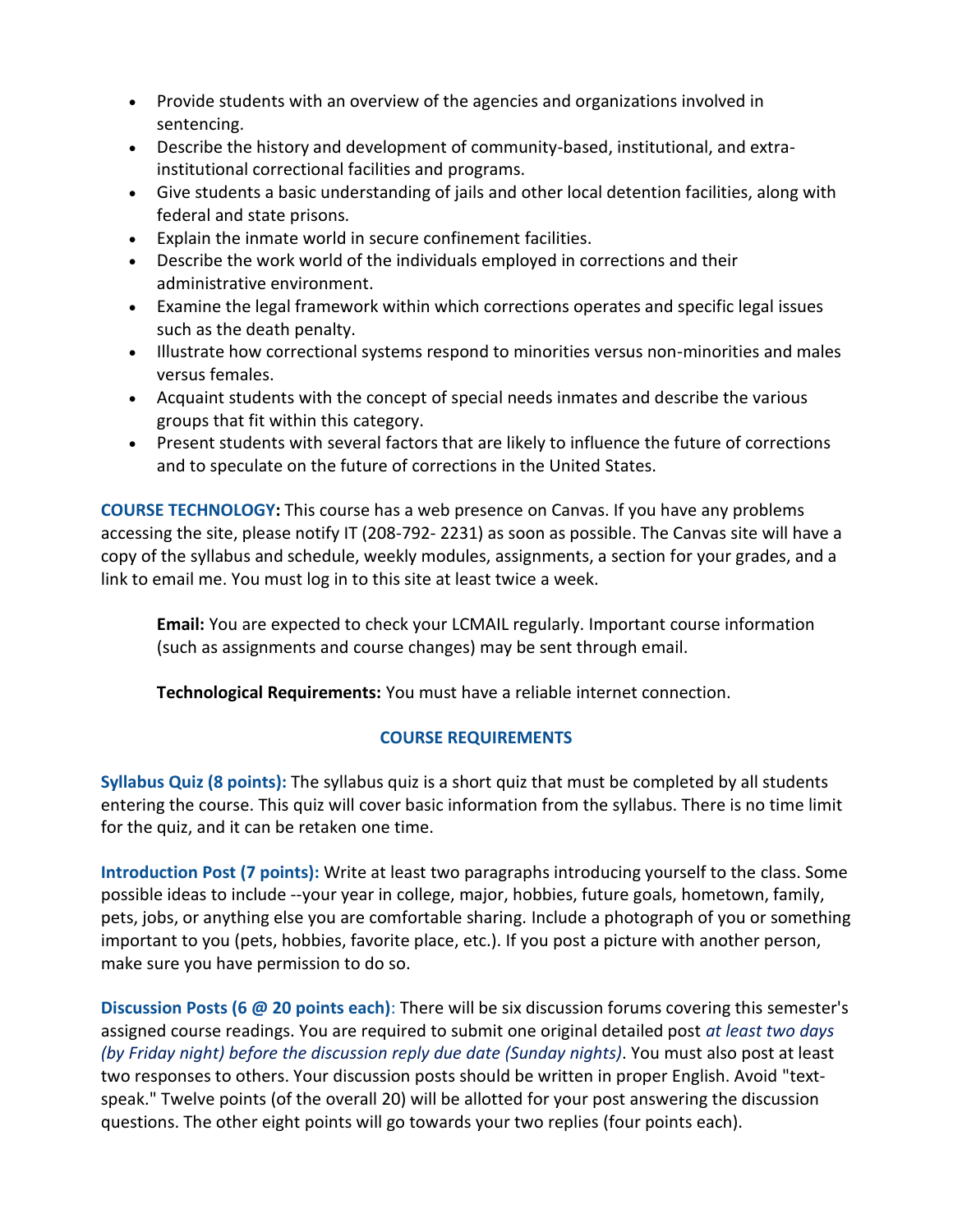- Provide students with an overview of the agencies and organizations involved in sentencing.
- Describe the history and development of community-based, institutional, and extra-institutional correctional facilities and programs.
- Give students a basic understanding of jails and other local detention facilities, along with federal and state prisons.
- Explain the inmate world in secure confinement facilities.
- Describe the work world of the individuals employed in corrections and their administrative environment.
- Examine the legal framework within which corrections operates and specific legal issues such as the death penalty.
- Illustrate how correctional systems respond to minorities versus non-minorities and males versus females.
- Acquaint students with the concept of special needs inmates and describe the various groups that fit within this category.
- Present students with several factors that are likely to influence the future of corrections and to speculate on the future of corrections in the United States.

**COURSE TECHNOLOGY:** This course has a web presence on Canvas. If you have any problems accessing the site, please notify IT (208-792- 2231) as soon as possible. The Canvas site will have a copy of the syllabus and schedule, weekly modules, assignments, a section for your grades, and a link to email me. You must log in to this site at least twice a week.

> **Email:** You are expected to check your LCMAIL regularly. Important course information (such as assignments and course changes) may be sent through email.
>
> **Technological Requirements:** You must have a reliable internet connection.

## COURSE REQUIREMENTS

**Syllabus Quiz (8 points):** The syllabus quiz is a short quiz that must be completed by all students entering the course. This quiz will cover basic information from the syllabus. There is no time limit for the quiz, and it can be retaken one time.

**Introduction Post (7 points):** Write at least two paragraphs introducing yourself to the class. Some possible ideas to include --your year in college, major, hobbies, future goals, hometown, family, pets, jobs, or anything else you are comfortable sharing. Include a photograph of you or something important to you (pets, hobbies, favorite place, etc.). If you post a picture with another person, make sure you have permission to do so.

**Discussion Posts (6 @ 20 points each)**: There will be six discussion forums covering this semester's assigned course readings. You are required to submit one original detailed post *at least two days (by Friday night) before the discussion reply due date (Sunday nights)*. You must also post at least two responses to others. Your discussion posts should be written in proper English. Avoid "text-speak." Twelve points (of the overall 20) will be allotted for your post answering the discussion questions. The other eight points will go towards your two replies (four points each).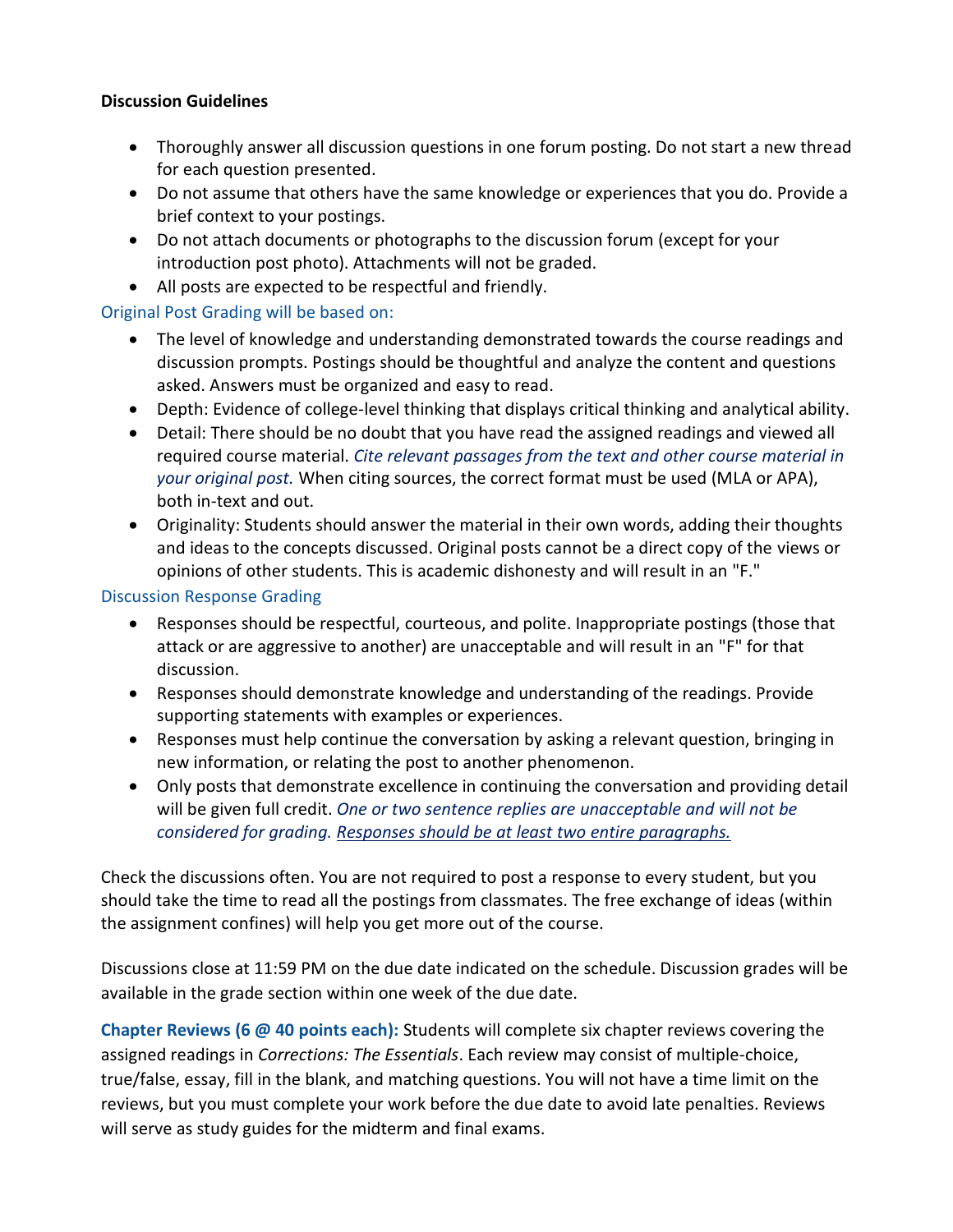**Discussion Guidelines**

- Thoroughly answer all discussion questions in one forum posting. Do not start a new thread for each question presented.
- Do not assume that others have the same knowledge or experiences that you do. Provide a brief context to your postings.
- Do not attach documents or photographs to the discussion forum (except for your introduction post photo). Attachments will not be graded.
- All posts are expected to be respectful and friendly.

Original Post Grading will be based on:

- The level of knowledge and understanding demonstrated towards the course readings and discussion prompts. Postings should be thoughtful and analyze the content and questions asked. Answers must be organized and easy to read.
- Depth: Evidence of college-level thinking that displays critical thinking and analytical ability.
- Detail: There should be no doubt that you have read the assigned readings and viewed all required course material. *Cite relevant passages from the text and other course material in your original post.* When citing sources, the correct format must be used (MLA or APA), both in-text and out.
- Originality: Students should answer the material in their own words, adding their thoughts and ideas to the concepts discussed. Original posts cannot be a direct copy of the views or opinions of other students. This is academic dishonesty and will result in an "F."

Discussion Response Grading

- Responses should be respectful, courteous, and polite. Inappropriate postings (those that attack or are aggressive to another) are unacceptable and will result in an "F" for that discussion.
- Responses should demonstrate knowledge and understanding of the readings. Provide supporting statements with examples or experiences.
- Responses must help continue the conversation by asking a relevant question, bringing in new information, or relating the post to another phenomenon.
- Only posts that demonstrate excellence in continuing the conversation and providing detail will be given full credit. *One or two sentence replies are unacceptable and will not be considered for grading.* *Responses should be at least two entire paragraphs.*

Check the discussions often. You are not required to post a response to every student, but you should take the time to read all the postings from classmates. The free exchange of ideas (within the assignment confines) will help you get more out of the course.

Discussions close at 11:59 PM on the due date indicated on the schedule. Discussion grades will be available in the grade section within one week of the due date.

**Chapter Reviews (6 @ 40 points each):** Students will complete six chapter reviews covering the assigned readings in *Corrections: The Essentials*. Each review may consist of multiple-choice, true/false, essay, fill in the blank, and matching questions. You will not have a time limit on the reviews, but you must complete your work before the due date to avoid late penalties. Reviews will serve as study guides for the midterm and final exams.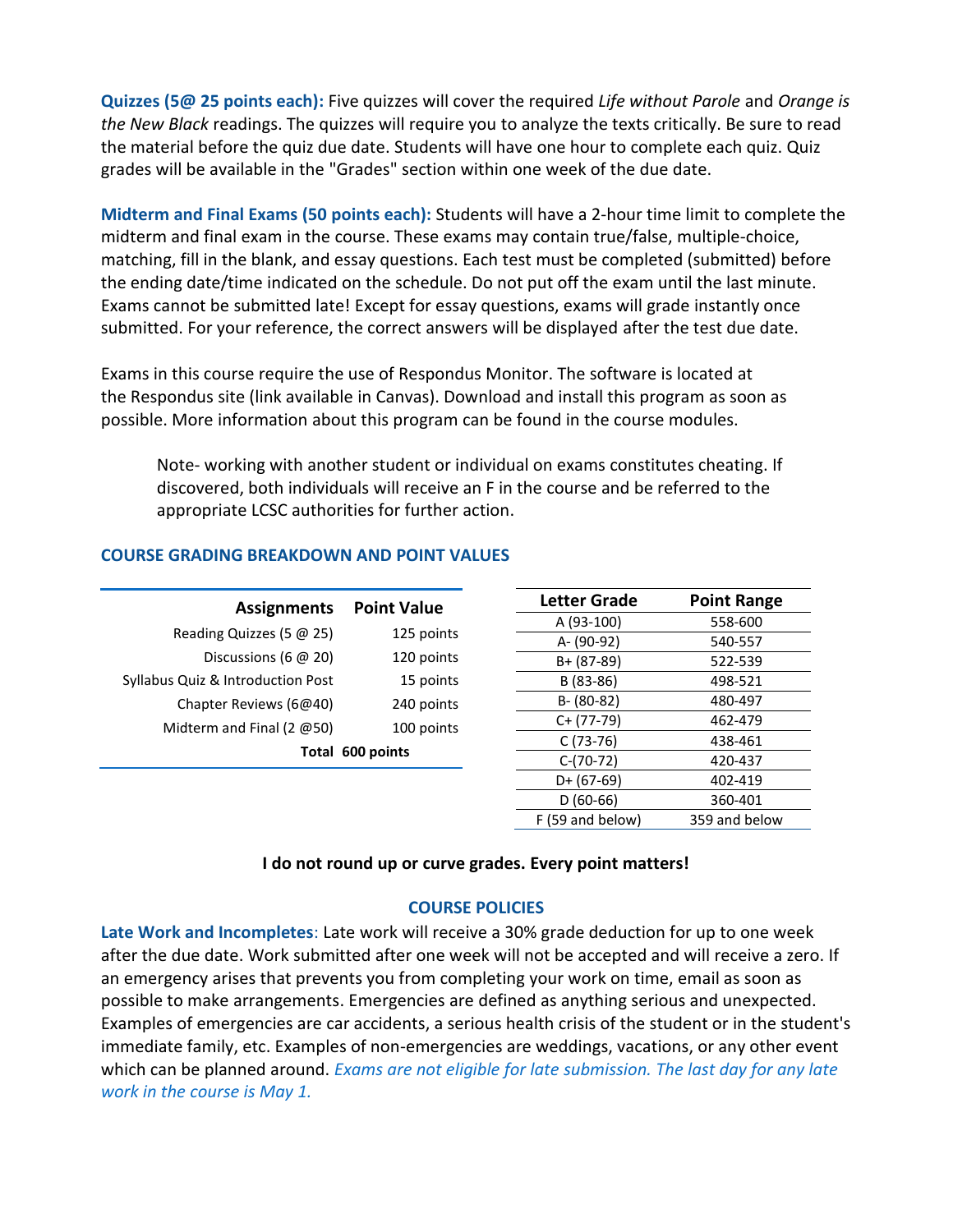**Quizzes (5@ 25 points each):** Five quizzes will cover the required *Life without Parole* and *Orange is the New Black* readings. The quizzes will require you to analyze the texts critically. Be sure to read the material before the quiz due date. Students will have one hour to complete each quiz. Quiz grades will be available in the "Grades" section within one week of the due date.

**Midterm and Final Exams (50 points each):** Students will have a 2-hour time limit to complete the midterm and final exam in the course. These exams may contain true/false, multiple-choice, matching, fill in the blank, and essay questions. Each test must be completed (submitted) before the ending date/time indicated on the schedule. Do not put off the exam until the last minute. Exams cannot be submitted late! Except for essay questions, exams will grade instantly once submitted. For your reference, the correct answers will be displayed after the test due date.

Exams in this course require the use of Respondus Monitor. The software is located at the Respondus site (link available in Canvas). Download and install this program as soon as possible. More information about this program can be found in the course modules.

> Note- working with another student or individual on exams constitutes cheating. If discovered, both individuals will receive an F in the course and be referred to the appropriate LCSC authorities for further action.

## COURSE GRADING BREAKDOWN AND POINT VALUES

| Assignments | Point Value |
|---|---|
| Reading Quizzes (5 @ 25) | 125 points |
| Discussions (6 @ 20) | 120 points |
| Syllabus Quiz & Introduction Post | 15 points |
| Chapter Reviews (6@40) | 240 points |
| Midterm and Final (2 @50) | 100 points |
| **Total** | **600 points** |

| Letter Grade | Point Range |
|---|---|
| A (93-100) | 558-600 |
| A- (90-92) | 540-557 |
| B+ (87-89) | 522-539 |
| B (83-86) | 498-521 |
| B- (80-82) | 480-497 |
| C+ (77-79) | 462-479 |
| C (73-76) | 438-461 |
| C-(70-72) | 420-437 |
| D+ (67-69) | 402-419 |
| D (60-66) | 360-401 |
| F (59 and below) | 359 and below |

**I do not round up or curve grades. Every point matters!**

## COURSE POLICIES

**Late Work and Incompletes**: Late work will receive a 30% grade deduction for up to one week after the due date. Work submitted after one week will not be accepted and will receive a zero. If an emergency arises that prevents you from completing your work on time, email as soon as possible to make arrangements. Emergencies are defined as anything serious and unexpected. Examples of emergencies are car accidents, a serious health crisis of the student or in the student's immediate family, etc. Examples of non-emergencies are weddings, vacations, or any other event which can be planned around. *Exams are not eligible for late submission. The last day for any late work in the course is May 1.*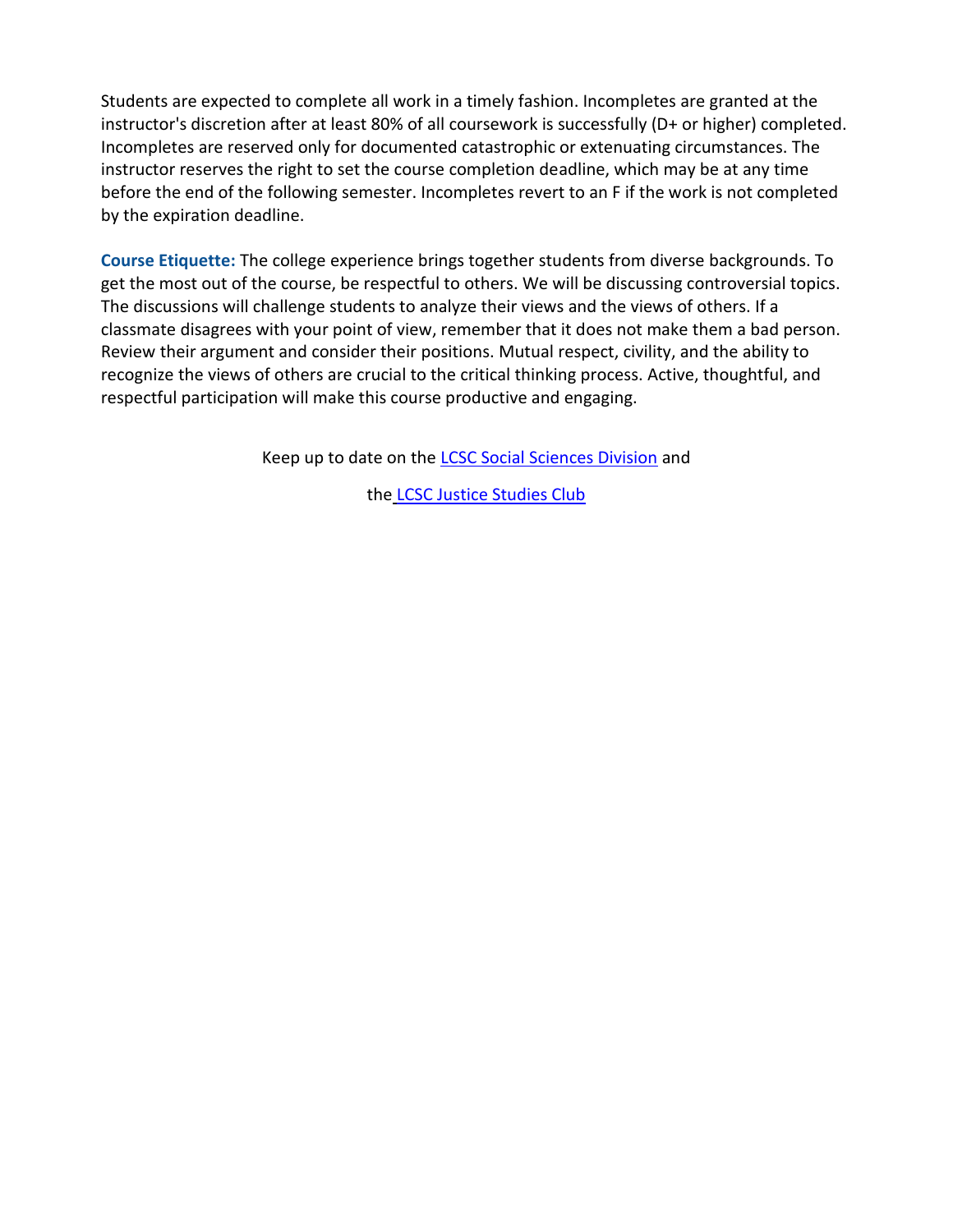Students are expected to complete all work in a timely fashion. Incompletes are granted at the instructor's discretion after at least 80% of all coursework is successfully (D+ or higher) completed. Incompletes are reserved only for documented catastrophic or extenuating circumstances. The instructor reserves the right to set the course completion deadline, which may be at any time before the end of the following semester. Incompletes revert to an F if the work is not completed by the expiration deadline.

**Course Etiquette:** The college experience brings together students from diverse backgrounds. To get the most out of the course, be respectful to others. We will be discussing controversial topics. The discussions will challenge students to analyze their views and the views of others. If a classmate disagrees with your point of view, remember that it does not make them a bad person. Review their argument and consider their positions. Mutual respect, civility, and the ability to recognize the views of others are crucial to the critical thinking process. Active, thoughtful, and respectful participation will make this course productive and engaging.

Keep up to date on the LCSC Social Sciences Division and

the LCSC Justice Studies Club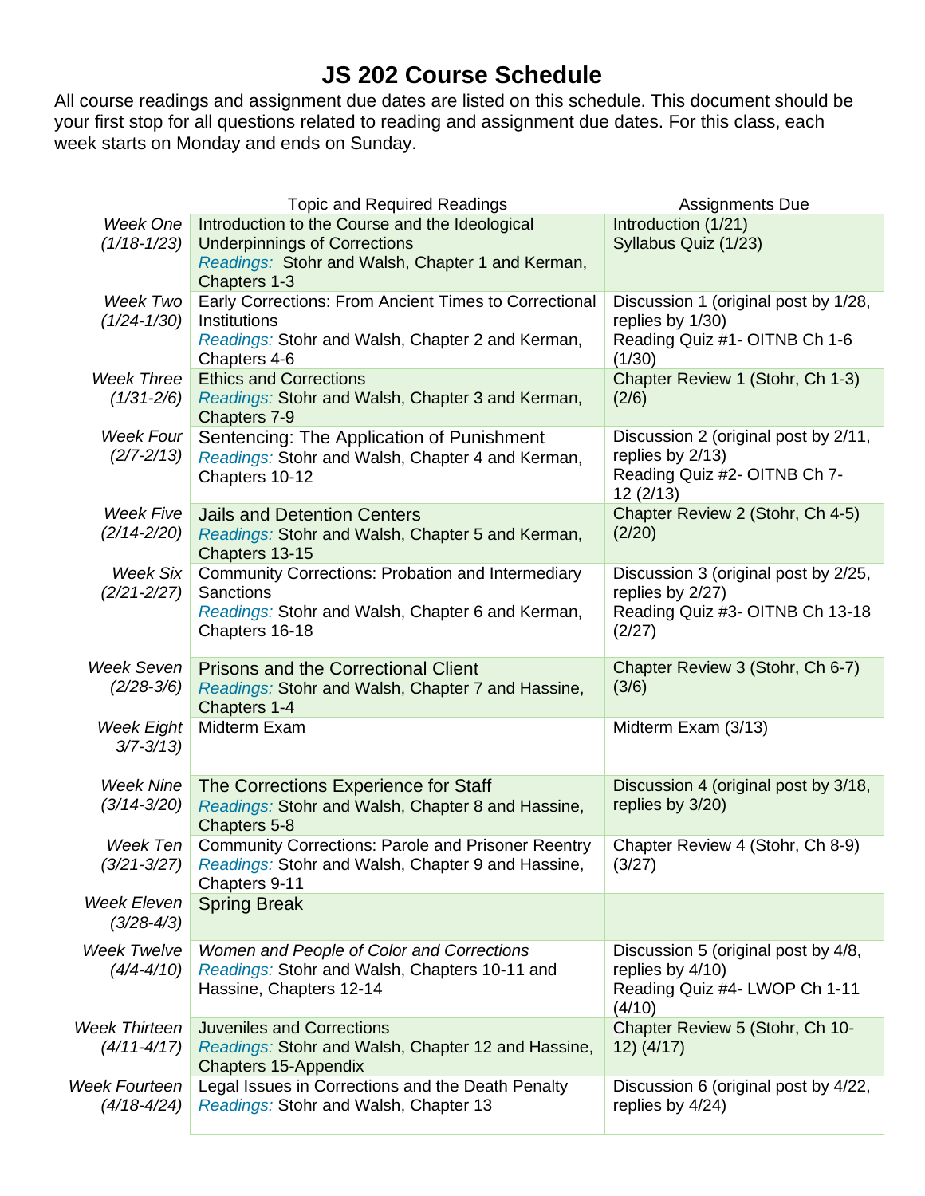# JS 202 Course Schedule

All course readings and assignment due dates are listed on this schedule. This document should be your first stop for all questions related to reading and assignment due dates. For this class, each week starts on Monday and ends on Sunday.

| | Topic and Required Readings | Assignments Due |
|---|---|---|
| *Week One (1/18-1/23)* | Introduction to the Course and the Ideological Underpinnings of Corrections<br>*Readings:* Stohr and Walsh, Chapter 1 and Kerman, Chapters 1-3 | Introduction (1/21)<br>Syllabus Quiz (1/23) |
| *Week Two (1/24-1/30)* | Early Corrections: From Ancient Times to Correctional Institutions<br>*Readings:* Stohr and Walsh, Chapter 2 and Kerman, Chapters 4-6 | Discussion 1 (original post by 1/28, replies by 1/30)<br>Reading Quiz #1- OITNB Ch 1-6 (1/30) |
| *Week Three (1/31-2/6)* | Ethics and Corrections<br>*Readings:* Stohr and Walsh, Chapter 3 and Kerman, Chapters 7-9 | Chapter Review 1 (Stohr, Ch 1-3) (2/6) |
| *Week Four (2/7-2/13)* | Sentencing: The Application of Punishment<br>*Readings:* Stohr and Walsh, Chapter 4 and Kerman, Chapters 10-12 | Discussion 2 (original post by 2/11, replies by 2/13)<br>Reading Quiz #2- OITNB Ch 7-12 (2/13) |
| *Week Five (2/14-2/20)* | Jails and Detention Centers<br>*Readings:* Stohr and Walsh, Chapter 5 and Kerman, Chapters 13-15 | Chapter Review 2 (Stohr, Ch 4-5) (2/20) |
| *Week Six (2/21-2/27)* | Community Corrections: Probation and Intermediary Sanctions<br>*Readings:* Stohr and Walsh, Chapter 6 and Kerman, Chapters 16-18 | Discussion 3 (original post by 2/25, replies by 2/27)<br>Reading Quiz #3- OITNB Ch 13-18 (2/27) |
| *Week Seven (2/28-3/6)* | Prisons and the Correctional Client<br>*Readings:* Stohr and Walsh, Chapter 7 and Hassine, Chapters 1-4 | Chapter Review 3 (Stohr, Ch 6-7) (3/6) |
| *Week Eight 3/7-3/13)* | Midterm Exam | Midterm Exam (3/13) |
| *Week Nine (3/14-3/20)* | The Corrections Experience for Staff<br>*Readings:* Stohr and Walsh, Chapter 8 and Hassine, Chapters 5-8 | Discussion 4 (original post by 3/18, replies by 3/20) |
| *Week Ten (3/21-3/27)* | Community Corrections: Parole and Prisoner Reentry<br>*Readings:* Stohr and Walsh, Chapter 9 and Hassine, Chapters 9-11 | Chapter Review 4 (Stohr, Ch 8-9) (3/27) |
| *Week Eleven (3/28-4/3)* | Spring Break | |
| *Week Twelve (4/4-4/10)* | *Women and People of Color and Corrections*<br>*Readings:* Stohr and Walsh, Chapters 10-11 and Hassine, Chapters 12-14 | Discussion 5 (original post by 4/8, replies by 4/10)<br>Reading Quiz #4- LWOP Ch 1-11 (4/10) |
| *Week Thirteen (4/11-4/17)* | Juveniles and Corrections<br>*Readings:* Stohr and Walsh, Chapter 12 and Hassine, Chapters 15-Appendix | Chapter Review 5 (Stohr, Ch 10-12) (4/17) |
| *Week Fourteen (4/18-4/24)* | Legal Issues in Corrections and the Death Penalty<br>*Readings:* Stohr and Walsh, Chapter 13 | Discussion 6 (original post by 4/22, replies by 4/24) |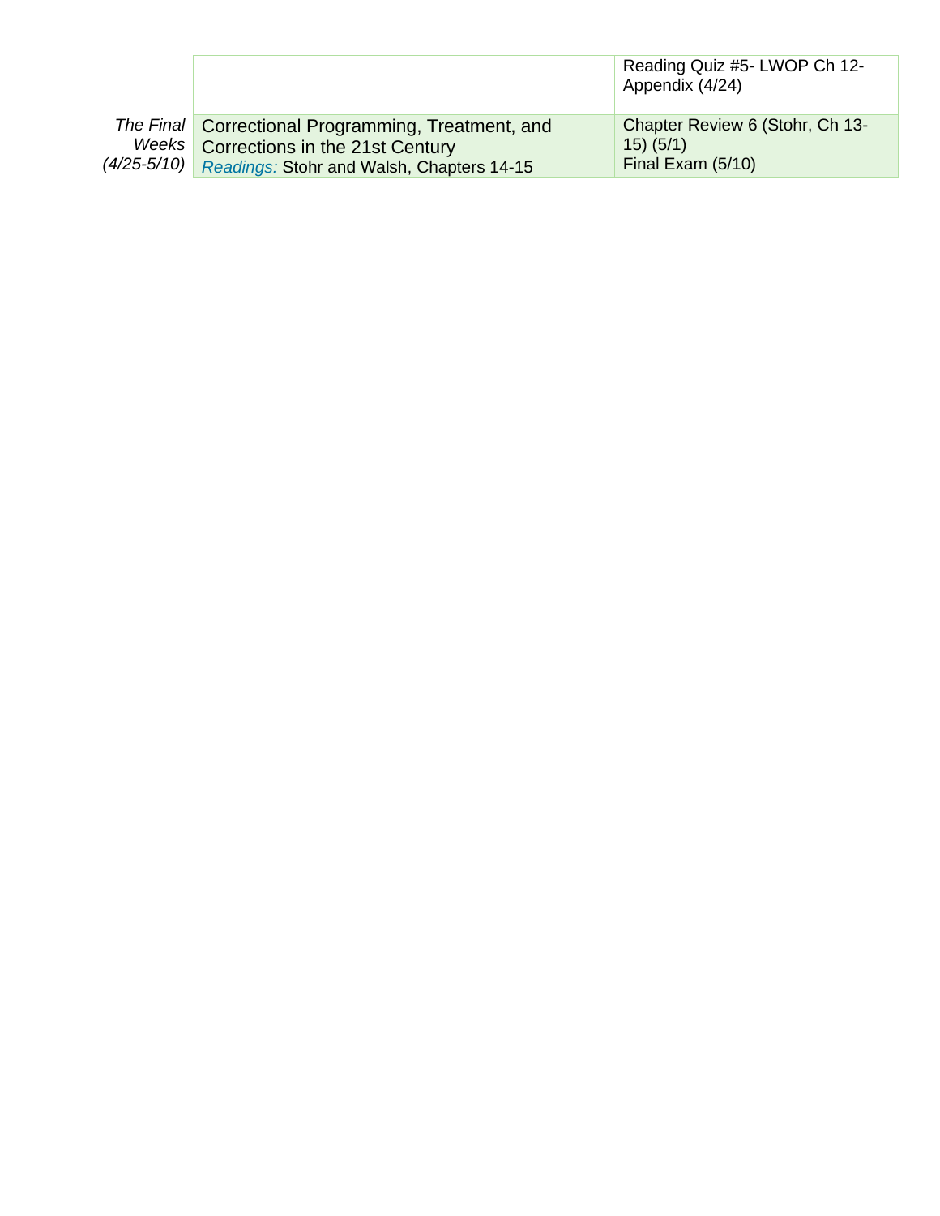| | | |
|---|---|---|
| | | Reading Quiz #5- LWOP Ch 12-Appendix (4/24) |
| *The Final Weeks (4/25-5/10)* | Correctional Programming, Treatment, and Corrections in the 21st Century<br>*Readings:* Stohr and Walsh, Chapters 14-15 | Chapter Review 6 (Stohr, Ch 13-15) (5/1)<br>Final Exam (5/10) |